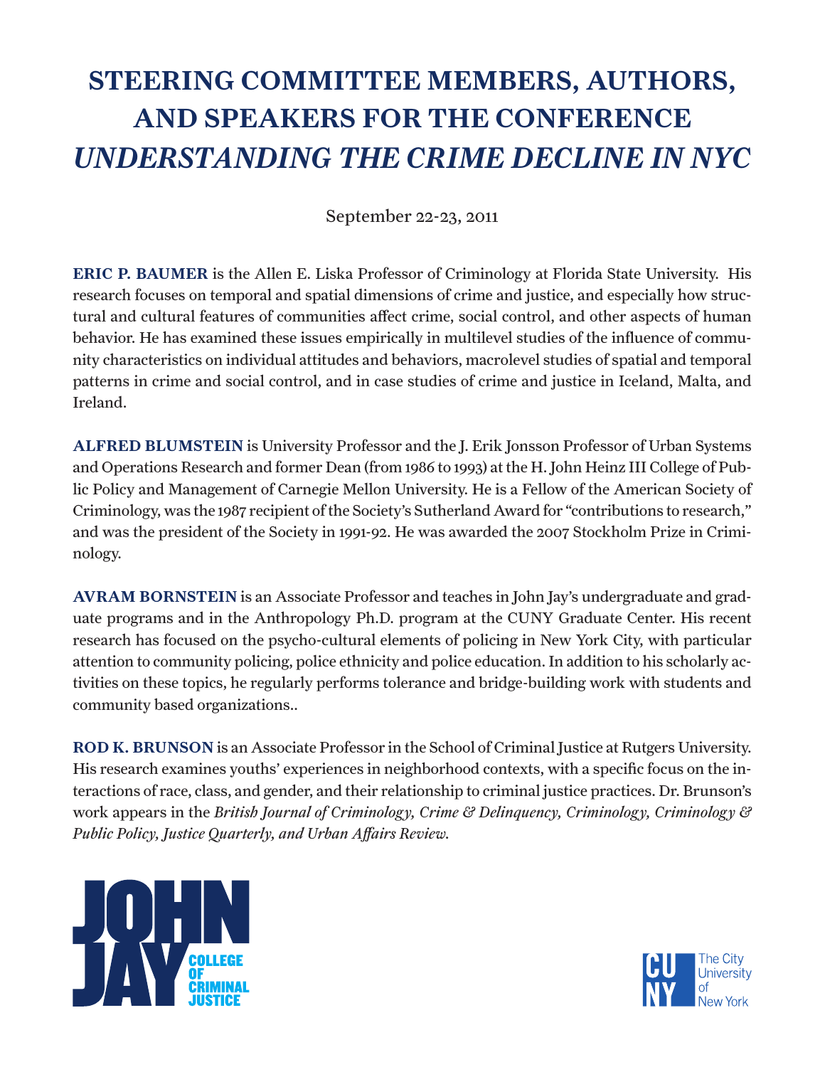# STEERING COMMITTEE MEMBERS, AUTHORS, AND SPEAKERS FOR THE CONFERENCE *UNDERSTANDING THE CRIME DECLINE IN NYC*

September 22-23, 2011

**ERIC P. BAUMER** is the Allen E. Liska Professor of Criminology at Florida State University. His research focuses on temporal and spatial dimensions of crime and justice, and especially how structural and cultural features of communities affect crime, social control, and other aspects of human behavior. He has examined these issues empirically in multilevel studies of the influence of community characteristics on individual attitudes and behaviors, macrolevel studies of spatial and temporal patterns in crime and social control, and in case studies of crime and justice in Iceland, Malta, and Ireland.

**ALFRED BLUMSTEIN** is University Professor and the J. Erik Jonsson Professor of Urban Systems and Operations Research and former Dean (from 1986 to 1993) at the H. John Heinz III College of Public Policy and Management of Carnegie Mellon University. He is a Fellow of the American Society of Criminology, was the 1987 recipient of the Society's Sutherland Award for "contributions to research," and was the president of the Society in 1991-92. He was awarded the 2007 Stockholm Prize in Criminology.

**AVRAM BORNSTEIN** is an Associate Professor and teaches in John Jay's undergraduate and graduate programs and in the Anthropology Ph.D. program at the CUNY Graduate Center. His recent research has focused on the psycho-cultural elements of policing in New York City, with particular attention to community policing, police ethnicity and police education. In addition to his scholarly activities on these topics, he regularly performs tolerance and bridge-building work with students and community based organizations..

**ROD K. BRUNSON** is an Associate Professor in the School of Criminal Justice at Rutgers University. His research examines youths' experiences in neighborhood contexts, with a specific focus on the interactions of race, class, and gender, and their relationship to criminal justice practices. Dr. Brunson's work appears in the *British Journal of Criminology, Crime & Delinquency, Criminology, Criminology & Public Policy, Justice Quarterly, and Urban Affairs Review.*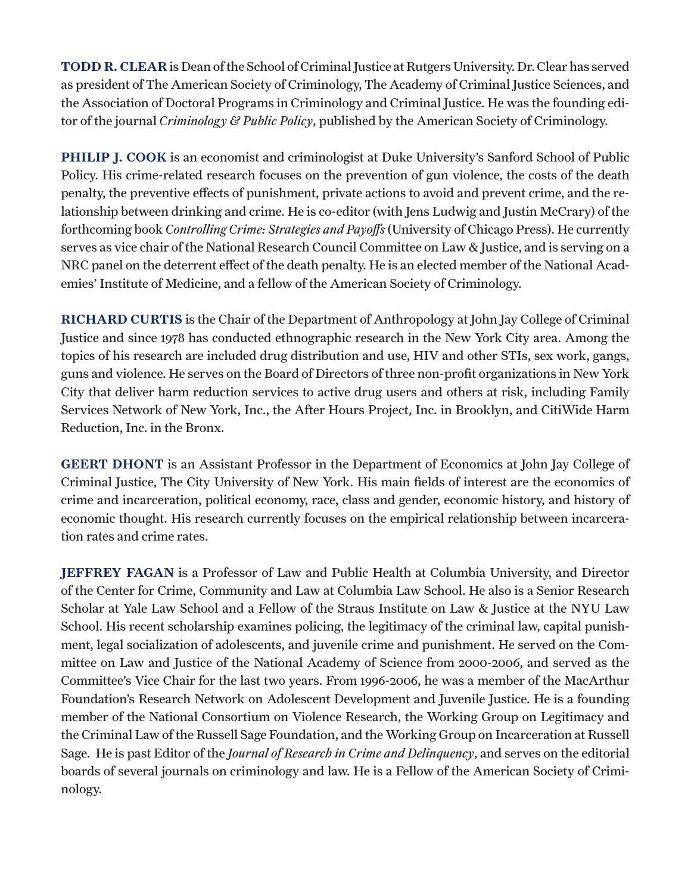**TODD R. CLEAR** is Dean of the School of Criminal Justice at Rutgers University. Dr. Clear has served as president of The American Society of Criminology, The Academy of Criminal Justice Sciences, and the Association of Doctoral Programs in Criminology and Criminal Justice. He was the founding editor of the journal *Criminology & Public Policy*, published by the American Society of Criminology.

**PHILIP J. COOK** is an economist and criminologist at Duke University's Sanford School of Public Policy. His crime-related research focuses on the prevention of gun violence, the costs of the death penalty, the preventive effects of punishment, private actions to avoid and prevent crime, and the relationship between drinking and crime. He is co-editor (with Jens Ludwig and Justin McCrary) of the forthcoming book *Controlling Crime: Strategies and Payoffs* (University of Chicago Press). He currently serves as vice chair of the National Research Council Committee on Law & Justice, and is serving on a NRC panel on the deterrent effect of the death penalty. He is an elected member of the National Academies' Institute of Medicine, and a fellow of the American Society of Criminology.

**RICHARD CURTIS** is the Chair of the Department of Anthropology at John Jay College of Criminal Justice and since 1978 has conducted ethnographic research in the New York City area. Among the topics of his research are included drug distribution and use, HIV and other STIs, sex work, gangs, guns and violence. He serves on the Board of Directors of three non-profit organizations in New York City that deliver harm reduction services to active drug users and others at risk, including Family Services Network of New York, Inc., the After Hours Project, Inc. in Brooklyn, and CitiWide Harm Reduction, Inc. in the Bronx.

**GEERT DHONT** is an Assistant Professor in the Department of Economics at John Jay College of Criminal Justice, The City University of New York. His main fields of interest are the economics of crime and incarceration, political economy, race, class and gender, economic history, and history of economic thought. His research currently focuses on the empirical relationship between incarceration rates and crime rates.

**JEFFREY FAGAN** is a Professor of Law and Public Health at Columbia University, and Director of the Center for Crime, Community and Law at Columbia Law School. He also is a Senior Research Scholar at Yale Law School and a Fellow of the Straus Institute on Law & Justice at the NYU Law School. His recent scholarship examines policing, the legitimacy of the criminal law, capital punishment, legal socialization of adolescents, and juvenile crime and punishment. He served on the Committee on Law and Justice of the National Academy of Science from 2000-2006, and served as the Committee's Vice Chair for the last two years. From 1996-2006, he was a member of the MacArthur Foundation's Research Network on Adolescent Development and Juvenile Justice. He is a founding member of the National Consortium on Violence Research, the Working Group on Legitimacy and the Criminal Law of the Russell Sage Foundation, and the Working Group on Incarceration at Russell Sage. He is past Editor of the *Journal of Research in Crime and Delinquency*, and serves on the editorial boards of several journals on criminology and law. He is a Fellow of the American Society of Criminology.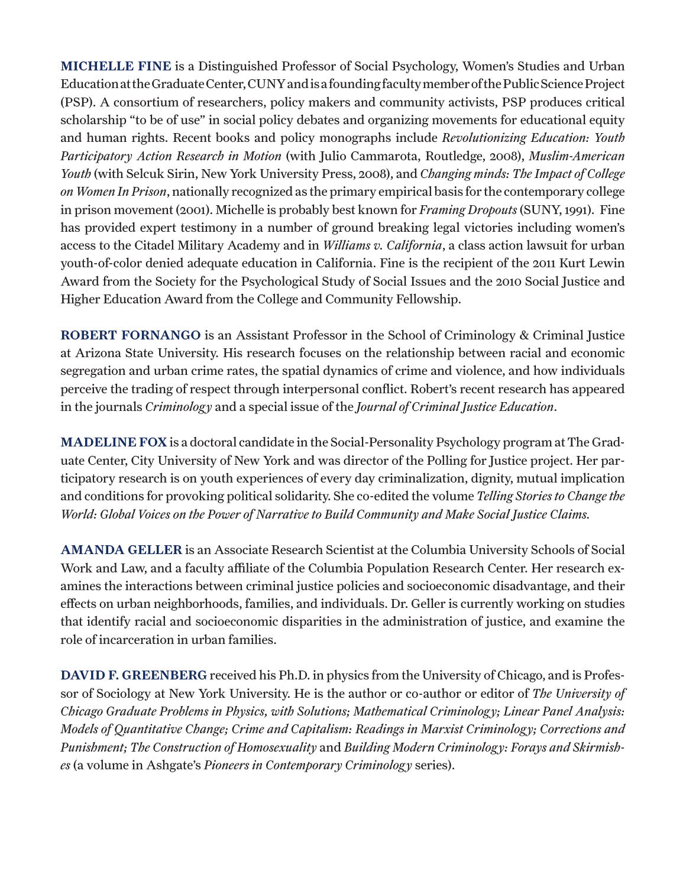**MICHELLE FINE** is a Distinguished Professor of Social Psychology, Women's Studies and Urban Education at the Graduate Center, CUNY and is a founding faculty member of the Public Science Project (PSP). A consortium of researchers, policy makers and community activists, PSP produces critical scholarship "to be of use" in social policy debates and organizing movements for educational equity and human rights. Recent books and policy monographs include *Revolutionizing Education: Youth Participatory Action Research in Motion* (with Julio Cammarota, Routledge, 2008), *Muslim-American Youth* (with Selcuk Sirin, New York University Press, 2008), and *Changing minds: The Impact of College on Women In Prison*, nationally recognized as the primary empirical basis for the contemporary college in prison movement (2001). Michelle is probably best known for *Framing Dropouts* (SUNY, 1991). Fine has provided expert testimony in a number of ground breaking legal victories including women's access to the Citadel Military Academy and in *Williams v. California*, a class action lawsuit for urban youth-of-color denied adequate education in California. Fine is the recipient of the 2011 Kurt Lewin Award from the Society for the Psychological Study of Social Issues and the 2010 Social Justice and Higher Education Award from the College and Community Fellowship.

**ROBERT FORNANGO** is an Assistant Professor in the School of Criminology & Criminal Justice at Arizona State University. His research focuses on the relationship between racial and economic segregation and urban crime rates, the spatial dynamics of crime and violence, and how individuals perceive the trading of respect through interpersonal conflict. Robert's recent research has appeared in the journals *Criminology* and a special issue of the *Journal of Criminal Justice Education*.

**MADELINE FOX** is a doctoral candidate in the Social-Personality Psychology program at The Graduate Center, City University of New York and was director of the Polling for Justice project. Her participatory research is on youth experiences of every day criminalization, dignity, mutual implication and conditions for provoking political solidarity. She co-edited the volume *Telling Stories to Change the World: Global Voices on the Power of Narrative to Build Community and Make Social Justice Claims.*

**AMANDA GELLER** is an Associate Research Scientist at the Columbia University Schools of Social Work and Law, and a faculty affiliate of the Columbia Population Research Center. Her research examines the interactions between criminal justice policies and socioeconomic disadvantage, and their effects on urban neighborhoods, families, and individuals. Dr. Geller is currently working on studies that identify racial and socioeconomic disparities in the administration of justice, and examine the role of incarceration in urban families.

**DAVID F. GREENBERG** received his Ph.D. in physics from the University of Chicago, and is Professor of Sociology at New York University. He is the author or co-author or editor of *The University of Chicago Graduate Problems in Physics, with Solutions; Mathematical Criminology; Linear Panel Analysis: Models of Quantitative Change; Crime and Capitalism: Readings in Marxist Criminology; Corrections and Punishment; The Construction of Homosexuality* and *Building Modern Criminology: Forays and Skirmishes* (a volume in Ashgate's *Pioneers in Contemporary Criminology* series).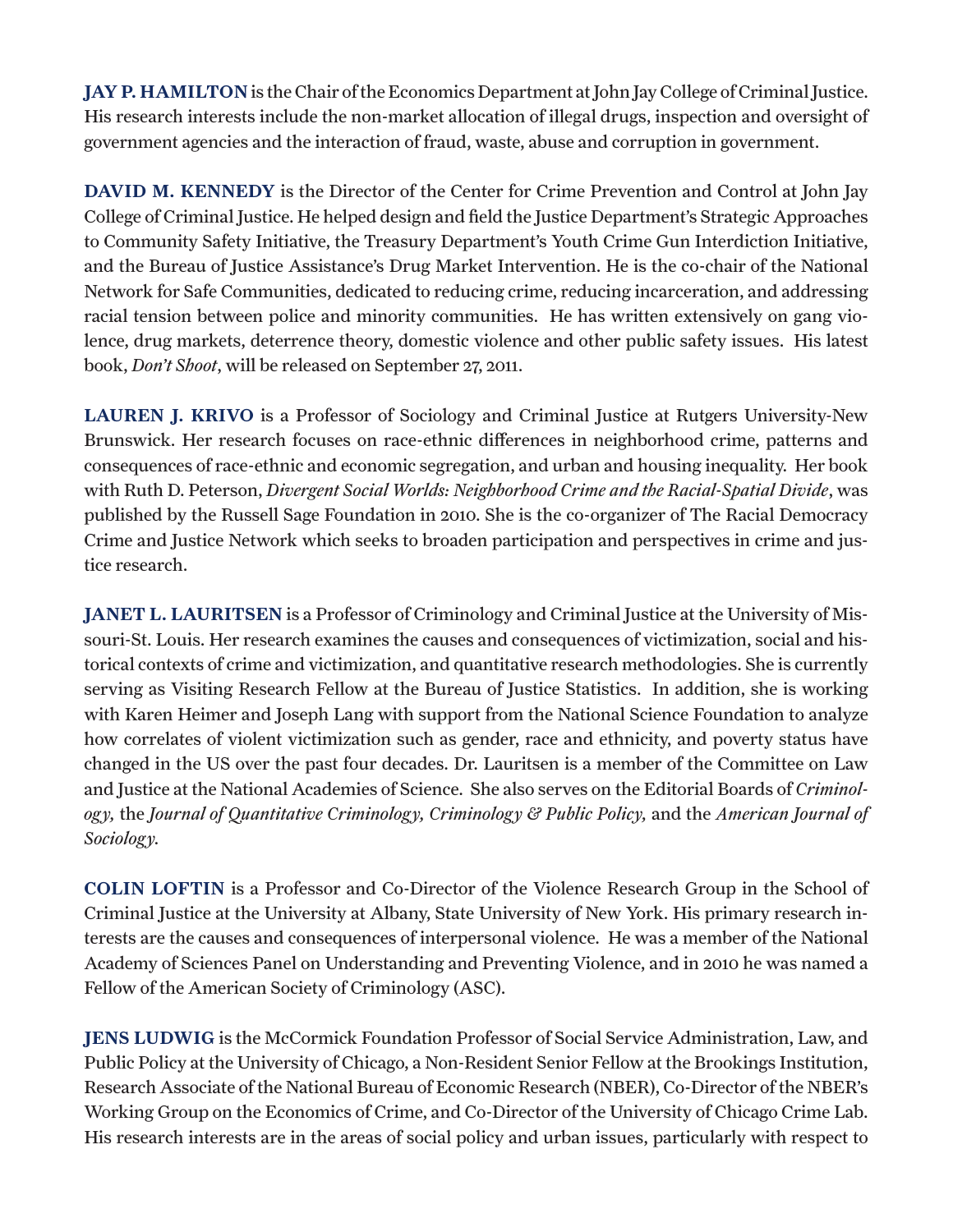**JAY P. HAMILTON** is the Chair of the Economics Department at John Jay College of Criminal Justice. His research interests include the non-market allocation of illegal drugs, inspection and oversight of government agencies and the interaction of fraud, waste, abuse and corruption in government.

**DAVID M. KENNEDY** is the Director of the Center for Crime Prevention and Control at John Jay College of Criminal Justice. He helped design and field the Justice Department's Strategic Approaches to Community Safety Initiative, the Treasury Department's Youth Crime Gun Interdiction Initiative, and the Bureau of Justice Assistance's Drug Market Intervention. He is the co-chair of the National Network for Safe Communities, dedicated to reducing crime, reducing incarceration, and addressing racial tension between police and minority communities. He has written extensively on gang violence, drug markets, deterrence theory, domestic violence and other public safety issues. His latest book, *Don't Shoot*, will be released on September 27, 2011.

**LAUREN J. KRIVO** is a Professor of Sociology and Criminal Justice at Rutgers University-New Brunswick. Her research focuses on race-ethnic differences in neighborhood crime, patterns and consequences of race-ethnic and economic segregation, and urban and housing inequality. Her book with Ruth D. Peterson, *Divergent Social Worlds: Neighborhood Crime and the Racial-Spatial Divide*, was published by the Russell Sage Foundation in 2010. She is the co-organizer of The Racial Democracy Crime and Justice Network which seeks to broaden participation and perspectives in crime and justice research.

**JANET L. LAURITSEN** is a Professor of Criminology and Criminal Justice at the University of Missouri-St. Louis. Her research examines the causes and consequences of victimization, social and historical contexts of crime and victimization, and quantitative research methodologies. She is currently serving as Visiting Research Fellow at the Bureau of Justice Statistics. In addition, she is working with Karen Heimer and Joseph Lang with support from the National Science Foundation to analyze how correlates of violent victimization such as gender, race and ethnicity, and poverty status have changed in the US over the past four decades. Dr. Lauritsen is a member of the Committee on Law and Justice at the National Academies of Science. She also serves on the Editorial Boards of *Criminology,* the *Journal of Quantitative Criminology, Criminology & Public Policy,* and the *American Journal of Sociology.*

**COLIN LOFTIN** is a Professor and Co-Director of the Violence Research Group in the School of Criminal Justice at the University at Albany, State University of New York. His primary research interests are the causes and consequences of interpersonal violence. He was a member of the National Academy of Sciences Panel on Understanding and Preventing Violence, and in 2010 he was named a Fellow of the American Society of Criminology (ASC).

**JENS LUDWIG** is the McCormick Foundation Professor of Social Service Administration, Law, and Public Policy at the University of Chicago, a Non-Resident Senior Fellow at the Brookings Institution, Research Associate of the National Bureau of Economic Research (NBER), Co-Director of the NBER's Working Group on the Economics of Crime, and Co-Director of the University of Chicago Crime Lab. His research interests are in the areas of social policy and urban issues, particularly with respect to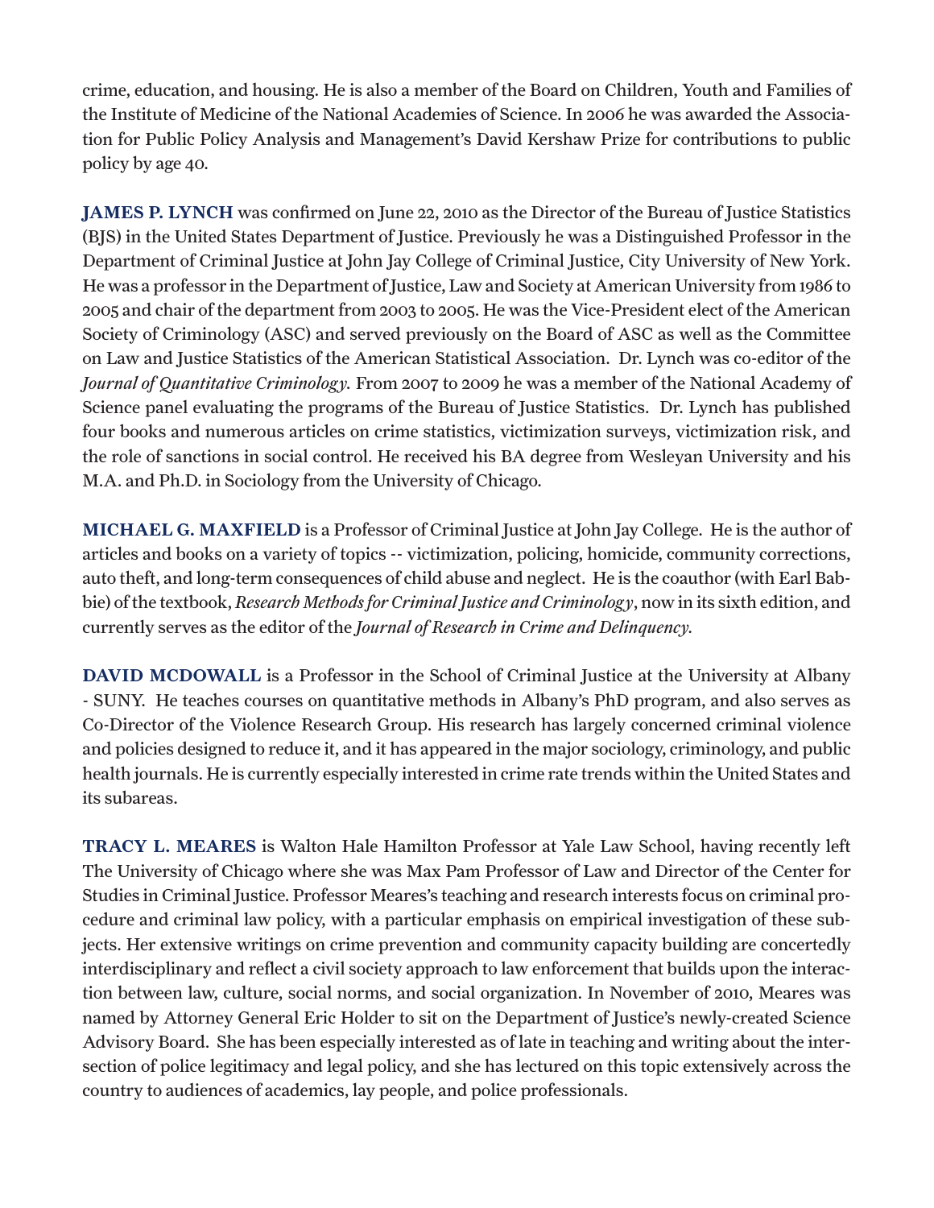crime, education, and housing. He is also a member of the Board on Children, Youth and Families of the Institute of Medicine of the National Academies of Science. In 2006 he was awarded the Association for Public Policy Analysis and Management's David Kershaw Prize for contributions to public policy by age 40.

**JAMES P. LYNCH** was confirmed on June 22, 2010 as the Director of the Bureau of Justice Statistics (BJS) in the United States Department of Justice. Previously he was a Distinguished Professor in the Department of Criminal Justice at John Jay College of Criminal Justice, City University of New York. He was a professor in the Department of Justice, Law and Society at American University from 1986 to 2005 and chair of the department from 2003 to 2005. He was the Vice-President elect of the American Society of Criminology (ASC) and served previously on the Board of ASC as well as the Committee on Law and Justice Statistics of the American Statistical Association. Dr. Lynch was co-editor of the *Journal of Quantitative Criminology.* From 2007 to 2009 he was a member of the National Academy of Science panel evaluating the programs of the Bureau of Justice Statistics. Dr. Lynch has published four books and numerous articles on crime statistics, victimization surveys, victimization risk, and the role of sanctions in social control. He received his BA degree from Wesleyan University and his M.A. and Ph.D. in Sociology from the University of Chicago.

**MICHAEL G. MAXFIELD** is a Professor of Criminal Justice at John Jay College. He is the author of articles and books on a variety of topics -- victimization, policing, homicide, community corrections, auto theft, and long-term consequences of child abuse and neglect. He is the coauthor (with Earl Babbie) of the textbook, *Research Methods for Criminal Justice and Criminology*, now in its sixth edition, and currently serves as the editor of the *Journal of Research in Crime and Delinquency.*

**DAVID MCDOWALL** is a Professor in the School of Criminal Justice at the University at Albany - SUNY. He teaches courses on quantitative methods in Albany's PhD program, and also serves as Co-Director of the Violence Research Group. His research has largely concerned criminal violence and policies designed to reduce it, and it has appeared in the major sociology, criminology, and public health journals. He is currently especially interested in crime rate trends within the United States and its subareas.

**TRACY L. MEARES** is Walton Hale Hamilton Professor at Yale Law School, having recently left The University of Chicago where she was Max Pam Professor of Law and Director of the Center for Studies in Criminal Justice. Professor Meares's teaching and research interests focus on criminal procedure and criminal law policy, with a particular emphasis on empirical investigation of these subjects. Her extensive writings on crime prevention and community capacity building are concertedly interdisciplinary and reflect a civil society approach to law enforcement that builds upon the interaction between law, culture, social norms, and social organization. In November of 2010, Meares was named by Attorney General Eric Holder to sit on the Department of Justice's newly-created Science Advisory Board. She has been especially interested as of late in teaching and writing about the intersection of police legitimacy and legal policy, and she has lectured on this topic extensively across the country to audiences of academics, lay people, and police professionals.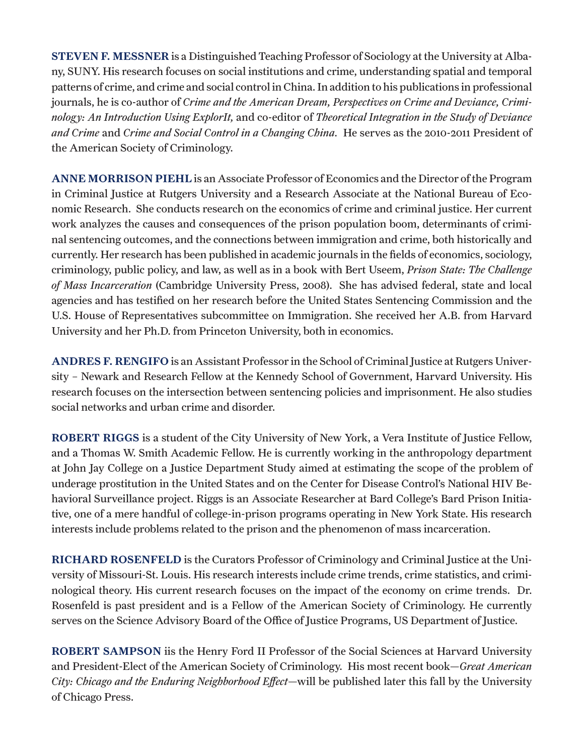**STEVEN F. MESSNER** is a Distinguished Teaching Professor of Sociology at the University at Albany, SUNY. His research focuses on social institutions and crime, understanding spatial and temporal patterns of crime, and crime and social control in China. In addition to his publications in professional journals, he is co-author of *Crime and the American Dream, Perspectives on Crime and Deviance, Criminology: An Introduction Using ExplorIt,* and co-editor of *Theoretical Integration in the Study of Deviance and Crime* and *Crime and Social Control in a Changing China*. He serves as the 2010-2011 President of the American Society of Criminology.

**ANNE MORRISON PIEHL** is an Associate Professor of Economics and the Director of the Program in Criminal Justice at Rutgers University and a Research Associate at the National Bureau of Economic Research. She conducts research on the economics of crime and criminal justice. Her current work analyzes the causes and consequences of the prison population boom, determinants of criminal sentencing outcomes, and the connections between immigration and crime, both historically and currently. Her research has been published in academic journals in the fields of economics, sociology, criminology, public policy, and law, as well as in a book with Bert Useem, *Prison State: The Challenge of Mass Incarceration* (Cambridge University Press, 2008). She has advised federal, state and local agencies and has testified on her research before the United States Sentencing Commission and the U.S. House of Representatives subcommittee on Immigration. She received her A.B. from Harvard University and her Ph.D. from Princeton University, both in economics.

**ANDRES F. RENGIFO** is an Assistant Professor in the School of Criminal Justice at Rutgers University – Newark and Research Fellow at the Kennedy School of Government, Harvard University. His research focuses on the intersection between sentencing policies and imprisonment. He also studies social networks and urban crime and disorder.

**ROBERT RIGGS** is a student of the City University of New York, a Vera Institute of Justice Fellow, and a Thomas W. Smith Academic Fellow. He is currently working in the anthropology department at John Jay College on a Justice Department Study aimed at estimating the scope of the problem of underage prostitution in the United States and on the Center for Disease Control's National HIV Behavioral Surveillance project. Riggs is an Associate Researcher at Bard College's Bard Prison Initiative, one of a mere handful of college-in-prison programs operating in New York State. His research interests include problems related to the prison and the phenomenon of mass incarceration.

**RICHARD ROSENFELD** is the Curators Professor of Criminology and Criminal Justice at the University of Missouri-St. Louis. His research interests include crime trends, crime statistics, and criminological theory. His current research focuses on the impact of the economy on crime trends. Dr. Rosenfeld is past president and is a Fellow of the American Society of Criminology. He currently serves on the Science Advisory Board of the Office of Justice Programs, US Department of Justice.

**ROBERT SAMPSON** iis the Henry Ford II Professor of the Social Sciences at Harvard University and President-Elect of the American Society of Criminology. His most recent book—*Great American City: Chicago and the Enduring Neighborhood Effect*—will be published later this fall by the University of Chicago Press.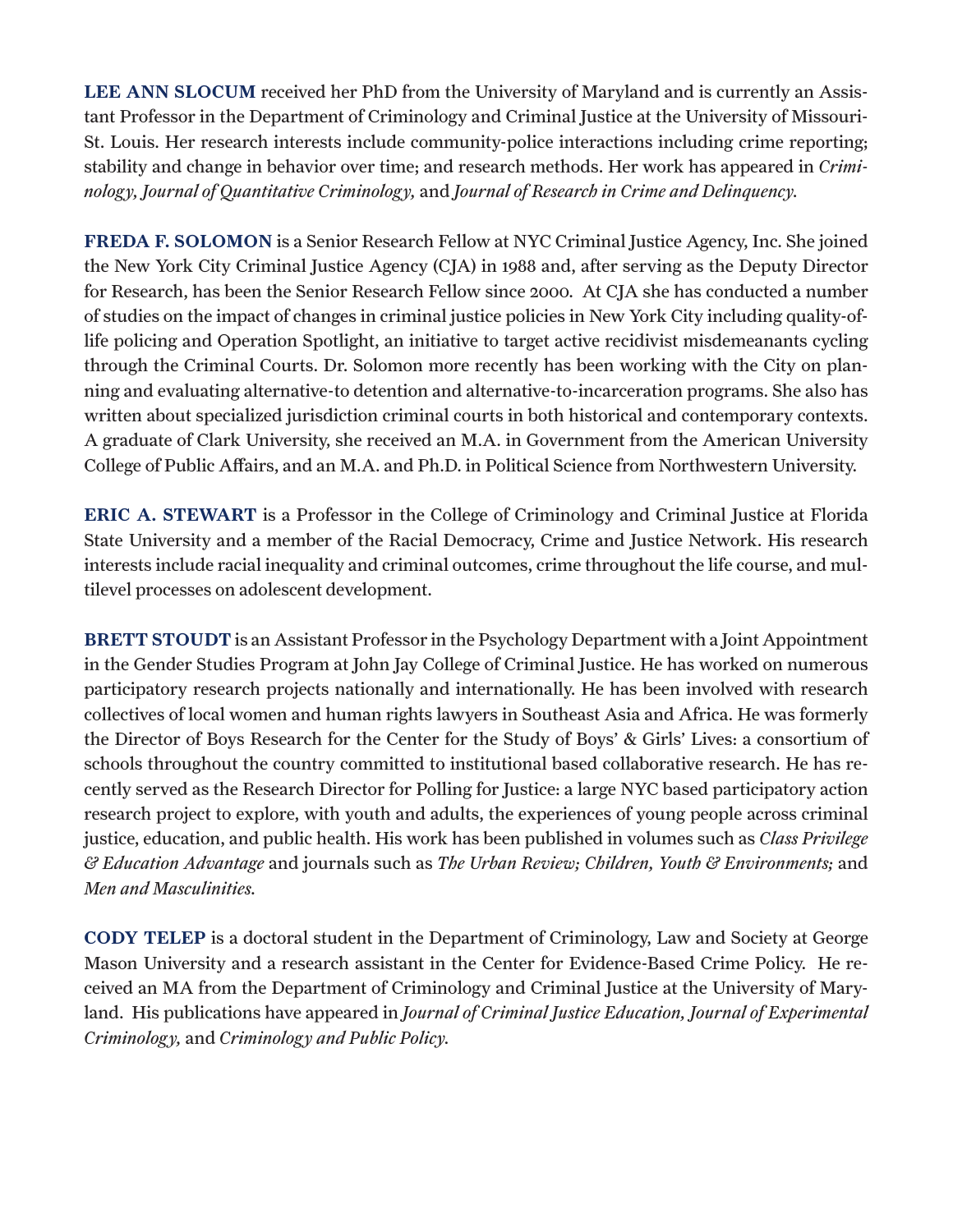**LEE ANN SLOCUM** received her PhD from the University of Maryland and is currently an Assistant Professor in the Department of Criminology and Criminal Justice at the University of Missouri-St. Louis. Her research interests include community-police interactions including crime reporting; stability and change in behavior over time; and research methods. Her work has appeared in *Criminology, Journal of Quantitative Criminology,* and *Journal of Research in Crime and Delinquency.*

**FREDA F. SOLOMON** is a Senior Research Fellow at NYC Criminal Justice Agency, Inc. She joined the New York City Criminal Justice Agency (CJA) in 1988 and, after serving as the Deputy Director for Research, has been the Senior Research Fellow since 2000. At CJA she has conducted a number of studies on the impact of changes in criminal justice policies in New York City including quality-of-life policing and Operation Spotlight, an initiative to target active recidivist misdemeanants cycling through the Criminal Courts. Dr. Solomon more recently has been working with the City on planning and evaluating alternative-to detention and alternative-to-incarceration programs. She also has written about specialized jurisdiction criminal courts in both historical and contemporary contexts. A graduate of Clark University, she received an M.A. in Government from the American University College of Public Affairs, and an M.A. and Ph.D. in Political Science from Northwestern University.

**ERIC A. STEWART** is a Professor in the College of Criminology and Criminal Justice at Florida State University and a member of the Racial Democracy, Crime and Justice Network. His research interests include racial inequality and criminal outcomes, crime throughout the life course, and multilevel processes on adolescent development.

**BRETT STOUDT** is an Assistant Professor in the Psychology Department with a Joint Appointment in the Gender Studies Program at John Jay College of Criminal Justice. He has worked on numerous participatory research projects nationally and internationally. He has been involved with research collectives of local women and human rights lawyers in Southeast Asia and Africa. He was formerly the Director of Boys Research for the Center for the Study of Boys' & Girls' Lives: a consortium of schools throughout the country committed to institutional based collaborative research. He has recently served as the Research Director for Polling for Justice: a large NYC based participatory action research project to explore, with youth and adults, the experiences of young people across criminal justice, education, and public health. His work has been published in volumes such as *Class Privilege & Education Advantage* and journals such as *The Urban Review; Children, Youth & Environments;* and *Men and Masculinities.*

**CODY TELEP** is a doctoral student in the Department of Criminology, Law and Society at George Mason University and a research assistant in the Center for Evidence-Based Crime Policy. He received an MA from the Department of Criminology and Criminal Justice at the University of Maryland. His publications have appeared in *Journal of Criminal Justice Education, Journal of Experimental Criminology,* and *Criminology and Public Policy.*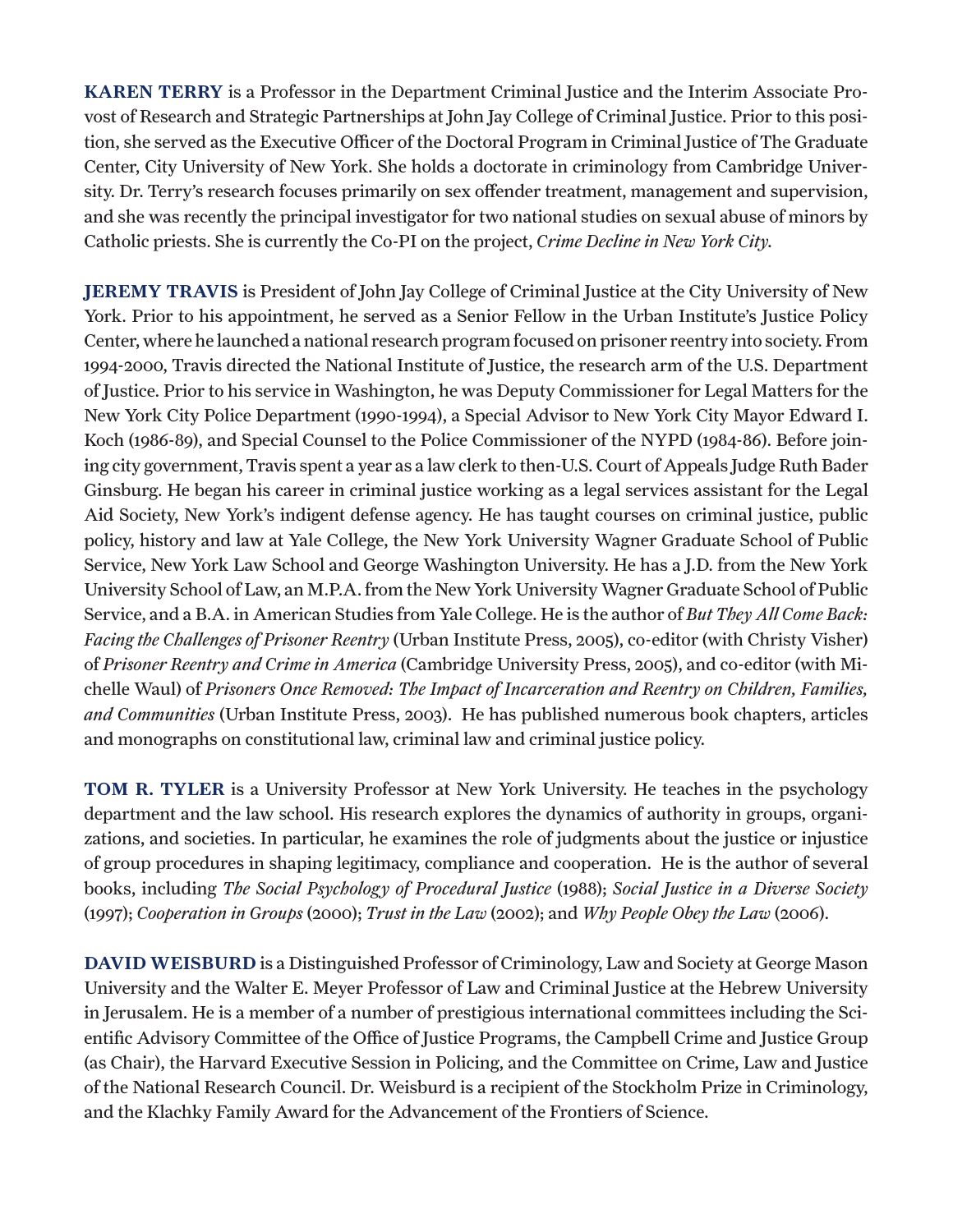**KAREN TERRY** is a Professor in the Department Criminal Justice and the Interim Associate Provost of Research and Strategic Partnerships at John Jay College of Criminal Justice. Prior to this position, she served as the Executive Officer of the Doctoral Program in Criminal Justice of The Graduate Center, City University of New York. She holds a doctorate in criminology from Cambridge University. Dr. Terry's research focuses primarily on sex offender treatment, management and supervision, and she was recently the principal investigator for two national studies on sexual abuse of minors by Catholic priests. She is currently the Co-PI on the project, *Crime Decline in New York City*.

**JEREMY TRAVIS** is President of John Jay College of Criminal Justice at the City University of New York. Prior to his appointment, he served as a Senior Fellow in the Urban Institute's Justice Policy Center, where he launched a national research program focused on prisoner reentry into society. From 1994-2000, Travis directed the National Institute of Justice, the research arm of the U.S. Department of Justice. Prior to his service in Washington, he was Deputy Commissioner for Legal Matters for the New York City Police Department (1990-1994), a Special Advisor to New York City Mayor Edward I. Koch (1986-89), and Special Counsel to the Police Commissioner of the NYPD (1984-86). Before joining city government, Travis spent a year as a law clerk to then-U.S. Court of Appeals Judge Ruth Bader Ginsburg. He began his career in criminal justice working as a legal services assistant for the Legal Aid Society, New York's indigent defense agency. He has taught courses on criminal justice, public policy, history and law at Yale College, the New York University Wagner Graduate School of Public Service, New York Law School and George Washington University. He has a J.D. from the New York University School of Law, an M.P.A. from the New York University Wagner Graduate School of Public Service, and a B.A. in American Studies from Yale College. He is the author of *But They All Come Back: Facing the Challenges of Prisoner Reentry* (Urban Institute Press, 2005), co-editor (with Christy Visher) of *Prisoner Reentry and Crime in America* (Cambridge University Press, 2005), and co-editor (with Michelle Waul) of *Prisoners Once Removed: The Impact of Incarceration and Reentry on Children, Families, and Communities* (Urban Institute Press, 2003). He has published numerous book chapters, articles and monographs on constitutional law, criminal law and criminal justice policy.

**TOM R. TYLER** is a University Professor at New York University. He teaches in the psychology department and the law school. His research explores the dynamics of authority in groups, organizations, and societies. In particular, he examines the role of judgments about the justice or injustice of group procedures in shaping legitimacy, compliance and cooperation. He is the author of several books, including *The Social Psychology of Procedural Justice* (1988); *Social Justice in a Diverse Society* (1997); *Cooperation in Groups* (2000); *Trust in the Law* (2002); and *Why People Obey the Law* (2006).

**DAVID WEISBURD** is a Distinguished Professor of Criminology, Law and Society at George Mason University and the Walter E. Meyer Professor of Law and Criminal Justice at the Hebrew University in Jerusalem. He is a member of a number of prestigious international committees including the Scientific Advisory Committee of the Office of Justice Programs, the Campbell Crime and Justice Group (as Chair), the Harvard Executive Session in Policing, and the Committee on Crime, Law and Justice of the National Research Council. Dr. Weisburd is a recipient of the Stockholm Prize in Criminology, and the Klachky Family Award for the Advancement of the Frontiers of Science.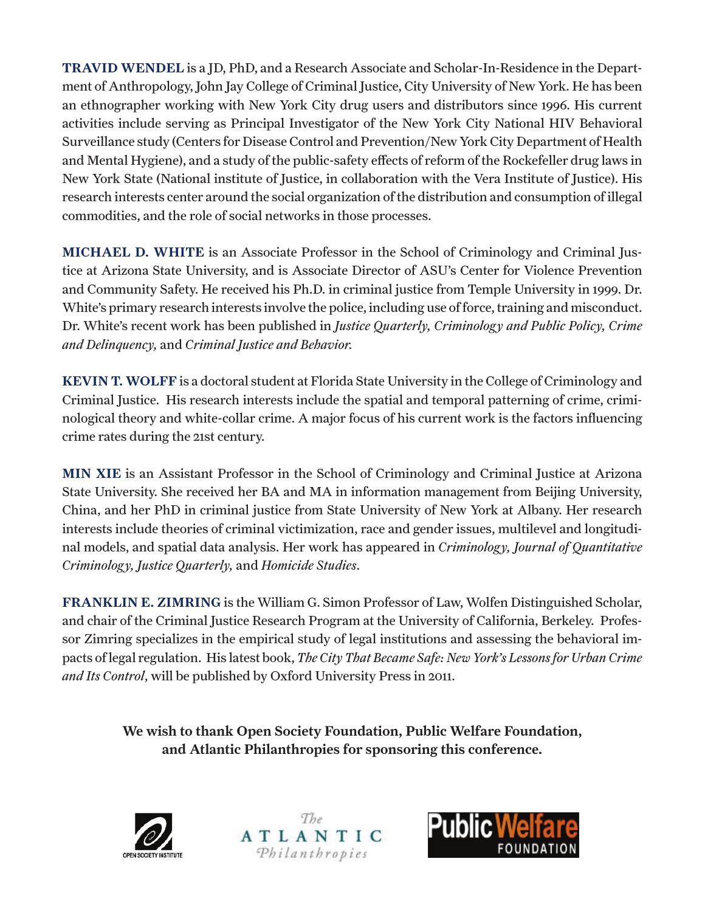**TRAVID WENDEL** is a JD, PhD, and a Research Associate and Scholar-In-Residence in the Department of Anthropology, John Jay College of Criminal Justice, City University of New York. He has been an ethnographer working with New York City drug users and distributors since 1996. His current activities include serving as Principal Investigator of the New York City National HIV Behavioral Surveillance study (Centers for Disease Control and Prevention/New York City Department of Health and Mental Hygiene), and a study of the public-safety effects of reform of the Rockefeller drug laws in New York State (National institute of Justice, in collaboration with the Vera Institute of Justice). His research interests center around the social organization of the distribution and consumption of illegal commodities, and the role of social networks in those processes.

**MICHAEL D. WHITE** is an Associate Professor in the School of Criminology and Criminal Justice at Arizona State University, and is Associate Director of ASU's Center for Violence Prevention and Community Safety. He received his Ph.D. in criminal justice from Temple University in 1999. Dr. White's primary research interests involve the police, including use of force, training and misconduct. Dr. White's recent work has been published in *Justice Quarterly, Criminology and Public Policy, Crime and Delinquency,* and *Criminal Justice and Behavior.*

**KEVIN T. WOLFF** is a doctoral student at Florida State University in the College of Criminology and Criminal Justice. His research interests include the spatial and temporal patterning of crime, criminological theory and white-collar crime. A major focus of his current work is the factors influencing crime rates during the 21st century.

**MIN XIE** is an Assistant Professor in the School of Criminology and Criminal Justice at Arizona State University. She received her BA and MA in information management from Beijing University, China, and her PhD in criminal justice from State University of New York at Albany. Her research interests include theories of criminal victimization, race and gender issues, multilevel and longitudinal models, and spatial data analysis. Her work has appeared in *Criminology, Journal of Quantitative Criminology, Justice Quarterly,* and *Homicide Studies*.

**FRANKLIN E. ZIMRING** is the William G. Simon Professor of Law, Wolfen Distinguished Scholar, and chair of the Criminal Justice Research Program at the University of California, Berkeley. Professor Zimring specializes in the empirical study of legal institutions and assessing the behavioral impacts of legal regulation. His latest book, *The City That Became Safe: New York's Lessons for Urban Crime and Its Control*, will be published by Oxford University Press in 2011.

**We wish to thank Open Society Foundation, Public Welfare Foundation, and Atlantic Philanthropies for sponsoring this conference.**

OPEN SOCIETY INSTITUTE

The ATLANTIC Philanthropies

Public Welfare FOUNDATION